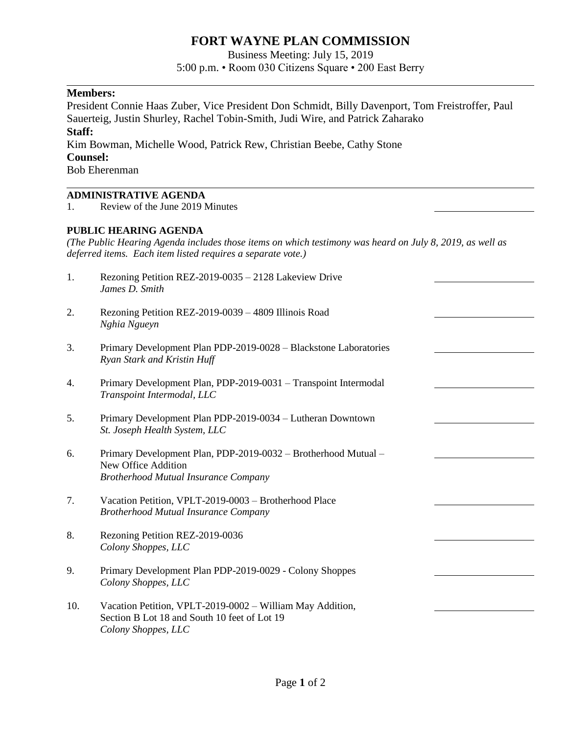# FORT WAYNE PLAN COMMISSION

Business Meeting: July 15, 2019

5:00 p.m. • Room 030 Citizens Square • 200 East Berry

---

**Members:**

President Connie Haas Zuber, Vice President Don Schmidt, Billy Davenport, Tom Freistroffer, Paul Sauerteig, Justin Shurley, Rachel Tobin-Smith, Judi Wire, and Patrick Zaharako

**Staff:**

Kim Bowman, Michelle Wood, Patrick Rew, Christian Beebe, Cathy Stone

**Counsel:**

Bob Eherenman

---

**ADMINISTRATIVE AGENDA**

1. Review of the June 2019 Minutes \_\_\_\_\_\_\_\_\_\_\_\_\_\_\_\_

**PUBLIC HEARING AGENDA**

*(The Public Hearing Agenda includes those items on which testimony was heard on July 8, 2019, as well as deferred items. Each item listed requires a separate vote.)*

1. Rezoning Petition REZ-2019-0035 – 2128 Lakeview Drive \_\_\_\_\_\_\_\_\_\_\_\_\_\_\_\_
   *James D. Smith*

2. Rezoning Petition REZ-2019-0039 – 4809 Illinois Road \_\_\_\_\_\_\_\_\_\_\_\_\_\_\_\_
   *Nghia Ngueyn*

3. Primary Development Plan PDP-2019-0028 – Blackstone Laboratories \_\_\_\_\_\_\_\_\_\_\_\_\_\_\_\_
   *Ryan Stark and Kristin Huff*

4. Primary Development Plan, PDP-2019-0031 – Transpoint Intermodal \_\_\_\_\_\_\_\_\_\_\_\_\_\_\_\_
   *Transpoint Intermodal, LLC*

5. Primary Development Plan PDP-2019-0034 – Lutheran Downtown \_\_\_\_\_\_\_\_\_\_\_\_\_\_\_\_
   *St. Joseph Health System, LLC*

6. Primary Development Plan, PDP-2019-0032 – Brotherhood Mutual – New Office Addition \_\_\_\_\_\_\_\_\_\_\_\_\_\_\_\_
   *Brotherhood Mutual Insurance Company*

7. Vacation Petition, VPLT-2019-0003 – Brotherhood Place \_\_\_\_\_\_\_\_\_\_\_\_\_\_\_\_
   *Brotherhood Mutual Insurance Company*

8. Rezoning Petition REZ-2019-0036 \_\_\_\_\_\_\_\_\_\_\_\_\_\_\_\_
   *Colony Shoppes, LLC*

9. Primary Development Plan PDP-2019-0029 - Colony Shoppes \_\_\_\_\_\_\_\_\_\_\_\_\_\_\_\_
   *Colony Shoppes, LLC*

10. Vacation Petition, VPLT-2019-0002 – William May Addition, Section B Lot 18 and South 10 feet of Lot 19 \_\_\_\_\_\_\_\_\_\_\_\_\_\_\_\_
    *Colony Shoppes, LLC*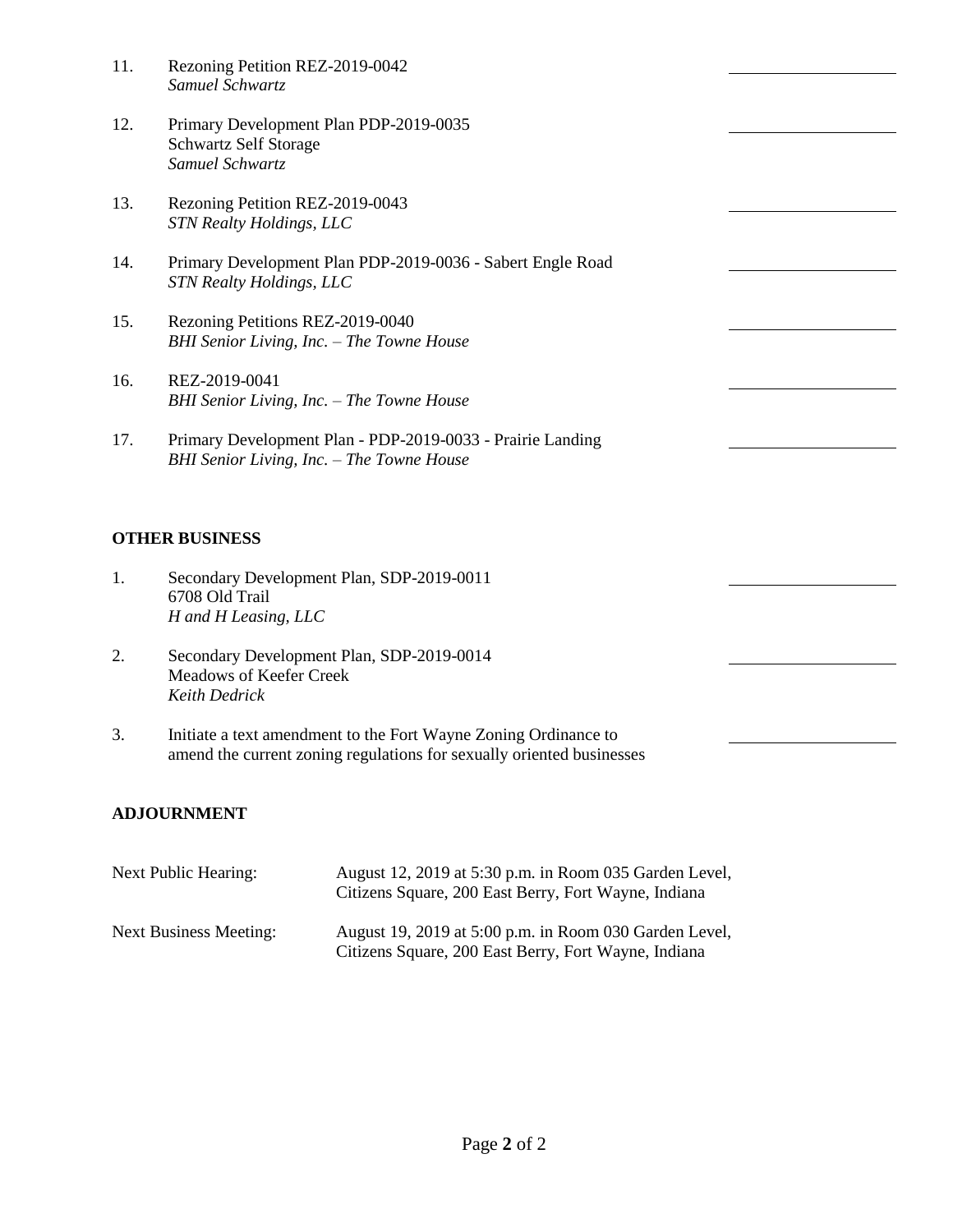11. Rezoning Petition REZ-2019-0042
    *Samuel Schwartz*

12. Primary Development Plan PDP-2019-0035
    Schwartz Self Storage
    *Samuel Schwartz*

13. Rezoning Petition REZ-2019-0043
    *STN Realty Holdings, LLC*

14. Primary Development Plan PDP-2019-0036 - Sabert Engle Road
    *STN Realty Holdings, LLC*

15. Rezoning Petitions REZ-2019-0040
    *BHI Senior Living, Inc. – The Towne House*

16. REZ-2019-0041
    *BHI Senior Living, Inc. – The Towne House*

17. Primary Development Plan - PDP-2019-0033 - Prairie Landing
    *BHI Senior Living, Inc. – The Towne House*

**OTHER BUSINESS**

1. Secondary Development Plan, SDP-2019-0011
   6708 Old Trail
   *H and H Leasing, LLC*

2. Secondary Development Plan, SDP-2019-0014
   Meadows of Keefer Creek
   *Keith Dedrick*

3. Initiate a text amendment to the Fort Wayne Zoning Ordinance to amend the current zoning regulations for sexually oriented businesses

**ADJOURNMENT**

Next Public Hearing: August 12, 2019 at 5:30 p.m. in Room 035 Garden Level, Citizens Square, 200 East Berry, Fort Wayne, Indiana

Next Business Meeting: August 19, 2019 at 5:00 p.m. in Room 030 Garden Level, Citizens Square, 200 East Berry, Fort Wayne, Indiana